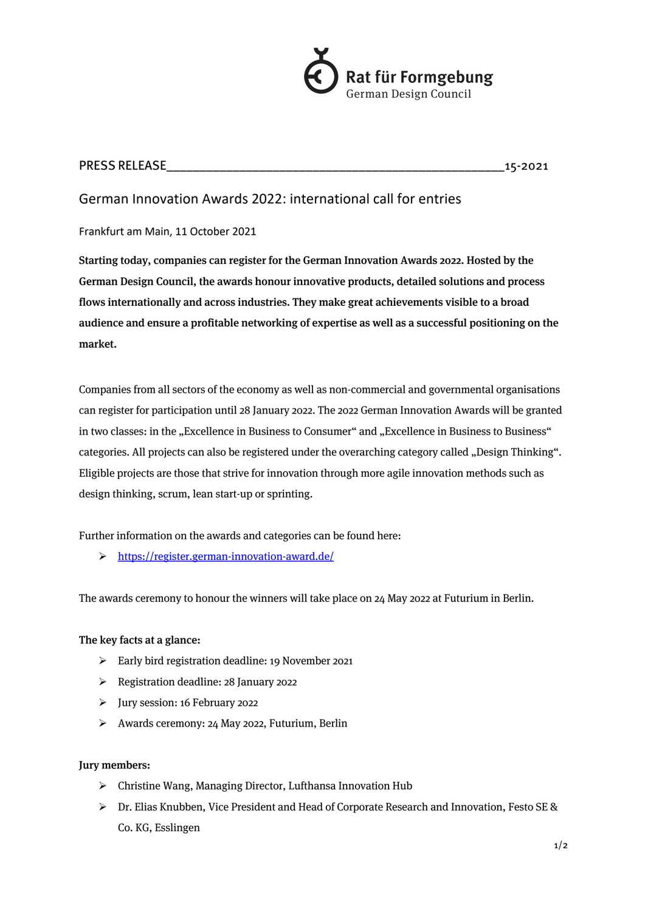Rat für Formgebung
German Design Council

PRESS RELEASE______________________________________________________15-2021

# German Innovation Awards 2022: international call for entries

Frankfurt am Main, 11 October 2021

**Starting today, companies can register for the German Innovation Awards 2022. Hosted by the German Design Council, the awards honour innovative products, detailed solutions and process flows internationally and across industries. They make great achievements visible to a broad audience and ensure a profitable networking of expertise as well as a successful positioning on the market.**

Companies from all sectors of the economy as well as non-commercial and governmental organisations can register for participation until 28 January 2022. The 2022 German Innovation Awards will be granted in two classes: in the „Excellence in Business to Consumer“ and „Excellence in Business to Business“ categories. All projects can also be registered under the overarching category called „Design Thinking“. Eligible projects are those that strive for innovation through more agile innovation methods such as design thinking, scrum, lean start-up or sprinting.

Further information on the awards and categories can be found here:

- https://register.german-innovation-award.de/

The awards ceremony to honour the winners will take place on 24 May 2022 at Futurium in Berlin.

**The key facts at a glance:**

- Early bird registration deadline: 19 November 2021
- Registration deadline: 28 January 2022
- Jury session: 16 February 2022
- Awards ceremony: 24 May 2022, Futurium, Berlin

**Jury members:**

- Christine Wang, Managing Director, Lufthansa Innovation Hub
- Dr. Elias Knubben, Vice President and Head of Corporate Research and Innovation, Festo SE & Co. KG, Esslingen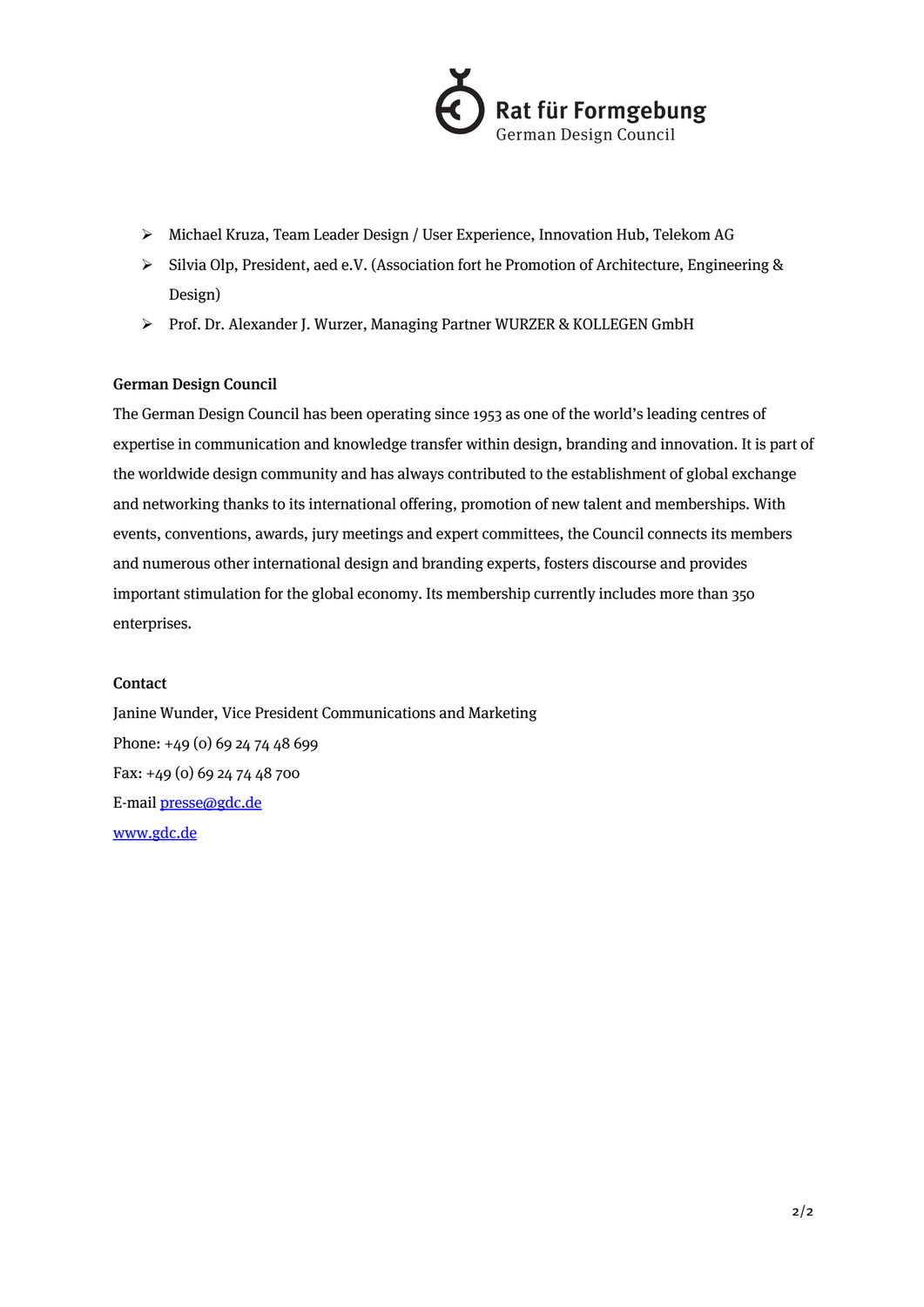- Michael Kruza, Team Leader Design / User Experience, Innovation Hub, Telekom AG
- Silvia Olp, President, aed e.V. (Association fort he Promotion of Architecture, Engineering & Design)
- Prof. Dr. Alexander J. Wurzer, Managing Partner WURZER & KOLLEGEN GmbH

**German Design Council**

The German Design Council has been operating since 1953 as one of the world's leading centres of expertise in communication and knowledge transfer within design, branding and innovation. It is part of the worldwide design community and has always contributed to the establishment of global exchange and networking thanks to its international offering, promotion of new talent and memberships. With events, conventions, awards, jury meetings and expert committees, the Council connects its members and numerous other international design and branding experts, fosters discourse and provides important stimulation for the global economy. Its membership currently includes more than 350 enterprises.

**Contact**

Janine Wunder, Vice President Communications and Marketing
Phone: +49 (0) 69 24 74 48 699
Fax: +49 (0) 69 24 74 48 700
E-mail presse@gdc.de
www.gdc.de